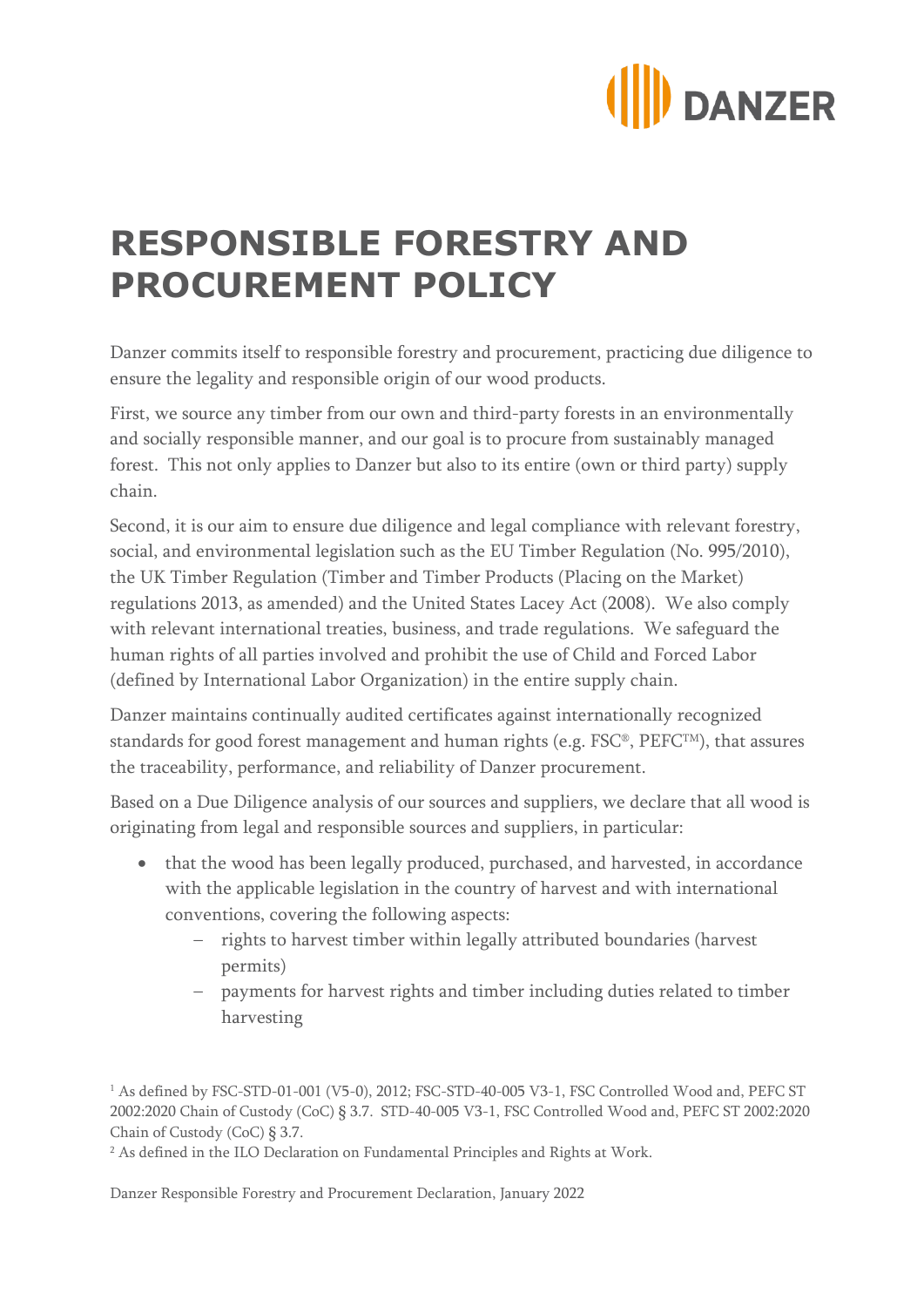# RESPONSIBLE FORESTRY AND PROCUREMENT POLICY

Danzer commits itself to responsible forestry and procurement, practicing due diligence to ensure the legality and responsible origin of our wood products.

First, we source any timber from our own and third-party forests in an environmentally and socially responsible manner, and our goal is to procure from sustainably managed forest. This not only applies to Danzer but also to its entire (own or third party) supply chain.

Second, it is our aim to ensure due diligence and legal compliance with relevant forestry, social, and environmental legislation such as the EU Timber Regulation (No. 995/2010), the UK Timber Regulation (Timber and Timber Products (Placing on the Market) regulations 2013, as amended) and the United States Lacey Act (2008). We also comply with relevant international treaties, business, and trade regulations. We safeguard the human rights of all parties involved and prohibit the use of Child and Forced Labor (defined by International Labor Organization) in the entire supply chain.

Danzer maintains continually audited certificates against internationally recognized standards for good forest management and human rights (e.g. FSC®, PEFC™), that assures the traceability, performance, and reliability of Danzer procurement.

Based on a Due Diligence analysis of our sources and suppliers, we declare that all wood is originating from legal and responsible sources and suppliers, in particular:

- that the wood has been legally produced, purchased, and harvested, in accordance with the applicable legislation in the country of harvest and with international conventions, covering the following aspects:
  - rights to harvest timber within legally attributed boundaries (harvest permits)
  - payments for harvest rights and timber including duties related to timber harvesting

[1] As defined by FSC-STD-01-001 (V5-0), 2012; FSC-STD-40-005 V3-1, FSC Controlled Wood and, PEFC ST 2002:2020 Chain of Custody (CoC) § 3.7. STD-40-005 V3-1, FSC Controlled Wood and, PEFC ST 2002:2020 Chain of Custody (CoC) § 3.7.

[2] As defined in the ILO Declaration on Fundamental Principles and Rights at Work.

Danzer Responsible Forestry and Procurement Declaration, January 2022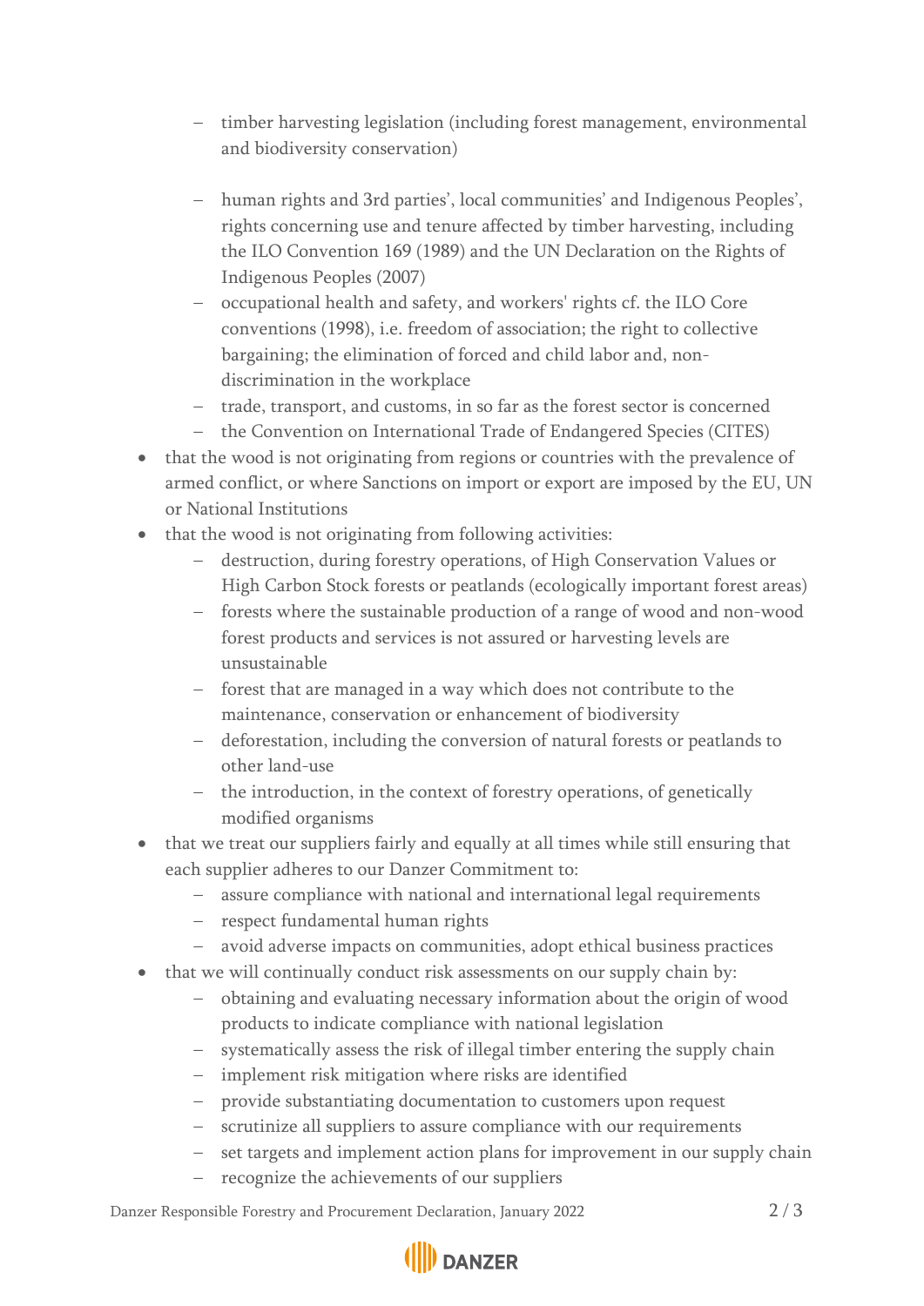- timber harvesting legislation (including forest management, environmental and biodiversity conservation)
  - human rights and 3rd parties', local communities' and Indigenous Peoples', rights concerning use and tenure affected by timber harvesting, including the ILO Convention 169 (1989) and the UN Declaration on the Rights of Indigenous Peoples (2007)
  - occupational health and safety, and workers' rights cf. the ILO Core conventions (1998), i.e. freedom of association; the right to collective bargaining; the elimination of forced and child labor and, non-discrimination in the workplace
  - trade, transport, and customs, in so far as the forest sector is concerned
  - the Convention on International Trade of Endangered Species (CITES)
- that the wood is not originating from regions or countries with the prevalence of armed conflict, or where Sanctions on import or export are imposed by the EU, UN or National Institutions
- that the wood is not originating from following activities:
  - destruction, during forestry operations, of High Conservation Values or High Carbon Stock forests or peatlands (ecologically important forest areas)
  - forests where the sustainable production of a range of wood and non-wood forest products and services is not assured or harvesting levels are unsustainable
  - forest that are managed in a way which does not contribute to the maintenance, conservation or enhancement of biodiversity
  - deforestation, including the conversion of natural forests or peatlands to other land-use
  - the introduction, in the context of forestry operations, of genetically modified organisms
- that we treat our suppliers fairly and equally at all times while still ensuring that each supplier adheres to our Danzer Commitment to:
  - assure compliance with national and international legal requirements
  - respect fundamental human rights
  - avoid adverse impacts on communities, adopt ethical business practices
- that we will continually conduct risk assessments on our supply chain by:
  - obtaining and evaluating necessary information about the origin of wood products to indicate compliance with national legislation
  - systematically assess the risk of illegal timber entering the supply chain
  - implement risk mitigation where risks are identified
  - provide substantiating documentation to customers upon request
  - scrutinize all suppliers to assure compliance with our requirements
  - set targets and implement action plans for improvement in our supply chain
  - recognize the achievements of our suppliers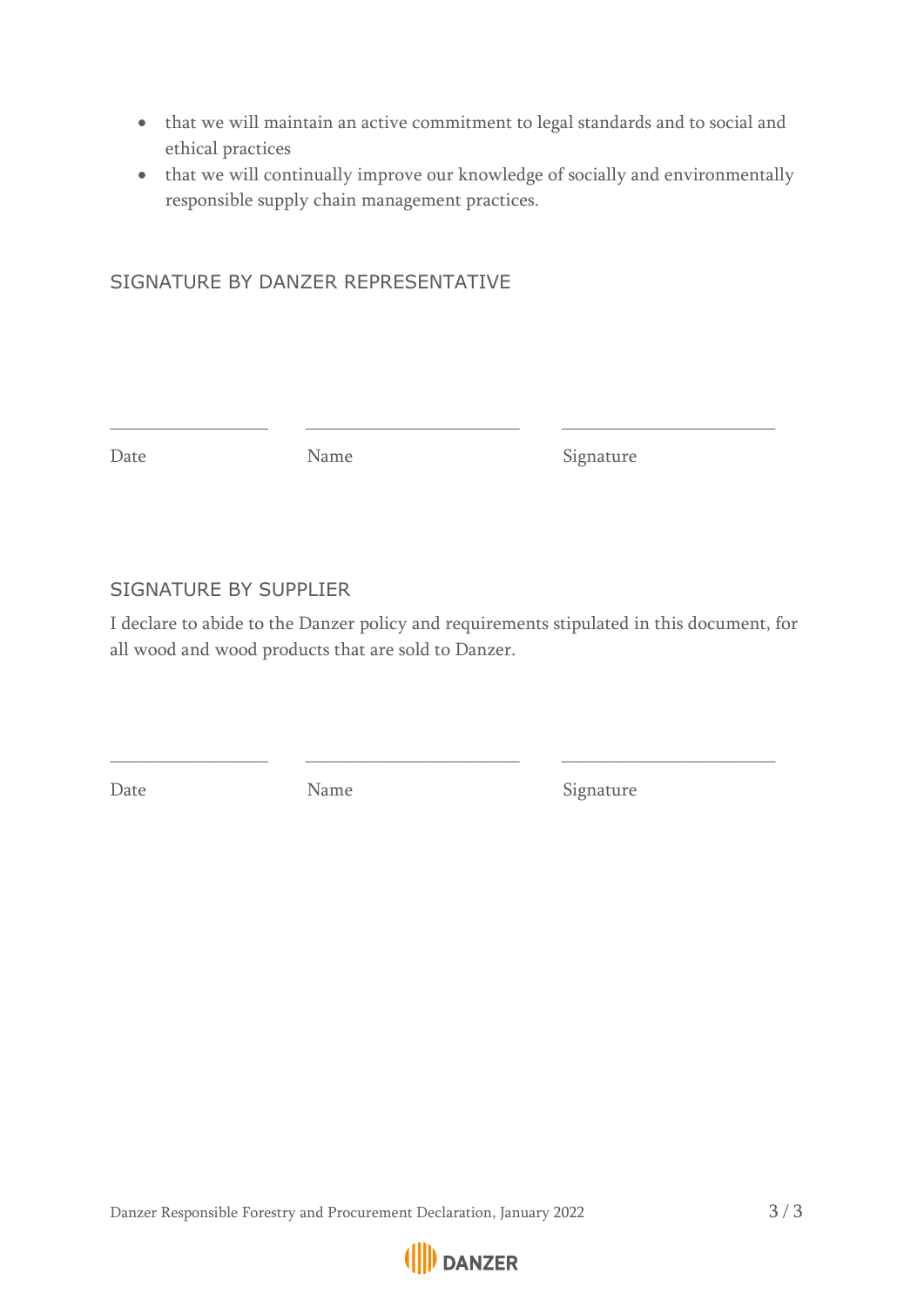- that we will maintain an active commitment to legal standards and to social and ethical practices
- that we will continually improve our knowledge of socially and environmentally responsible supply chain management practices.

## SIGNATURE BY DANZER REPRESENTATIVE

_________________ _______________________ _______________________

Date Name Signature

## SIGNATURE BY SUPPLIER

I declare to abide to the Danzer policy and requirements stipulated in this document, for all wood and wood products that are sold to Danzer.

_________________ _______________________ _______________________

Date Name Signature